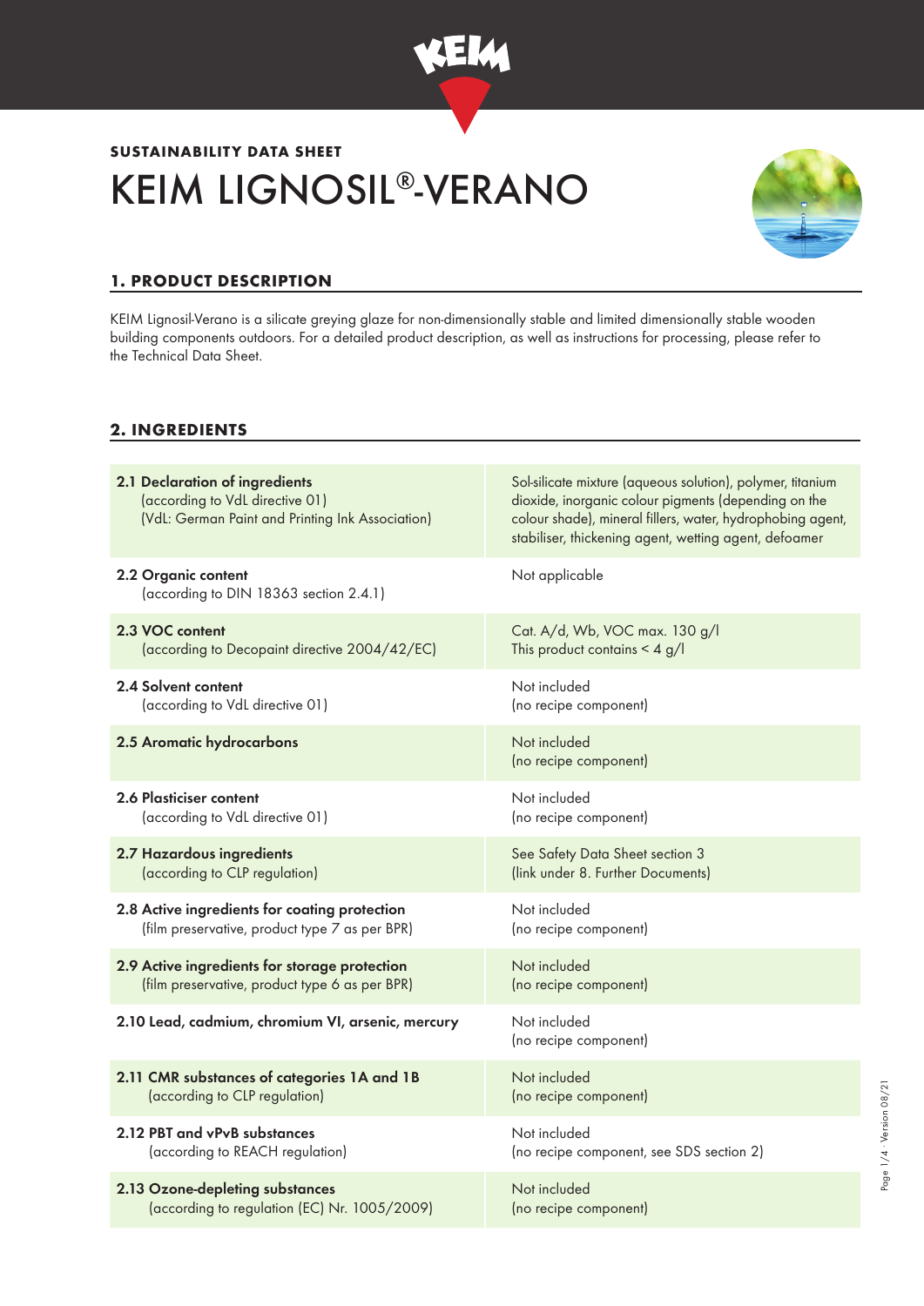**SUSTAINABILITY DATA SHEET**

# KEIM LIGNOSIL®-VERANO

## 1. PRODUCT DESCRIPTION

KEIM Lignosil-Verano is a silicate greying glaze for non-dimensionally stable and limited dimensionally stable wooden building components outdoors. For a detailed product description, as well as instructions for processing, please refer to the Technical Data Sheet.

## 2. INGREDIENTS

| | |
|---|---|
| **2.1 Declaration of ingredients** (according to VdL directive 01) (VdL: German Paint and Printing Ink Association) | Sol-silicate mixture (aqueous solution), polymer, titanium dioxide, inorganic colour pigments (depending on the colour shade), mineral fillers, water, hydrophobing agent, stabiliser, thickening agent, wetting agent, defoamer |
| **2.2 Organic content** (according to DIN 18363 section 2.4.1) | Not applicable |
| **2.3 VOC content** (according to Decopaint directive 2004/42/EC) | Cat. A/d, Wb, VOC max. 130 g/l<br>This product contains < 4 g/l |
| **2.4 Solvent content** (according to VdL directive 01) | Not included (no recipe component) |
| **2.5 Aromatic hydrocarbons** | Not included (no recipe component) |
| **2.6 Plasticiser content** (according to VdL directive 01) | Not included (no recipe component) |
| **2.7 Hazardous ingredients** (according to CLP regulation) | See Safety Data Sheet section 3 (link under 8. Further Documents) |
| **2.8 Active ingredients for coating protection** (film preservative, product type 7 as per BPR) | Not included (no recipe component) |
| **2.9 Active ingredients for storage protection** (film preservative, product type 6 as per BPR) | Not included (no recipe component) |
| **2.10 Lead, cadmium, chromium VI, arsenic, mercury** | Not included (no recipe component) |
| **2.11 CMR substances of categories 1A and 1B** (according to CLP regulation) | Not included (no recipe component) |
| **2.12 PBT and vPvB substances** (according to REACH regulation) | Not included (no recipe component, see SDS section 2) |
| **2.13 Ozone-depleting substances** (according to regulation (EC) Nr. 1005/2009) | Not included (no recipe component) |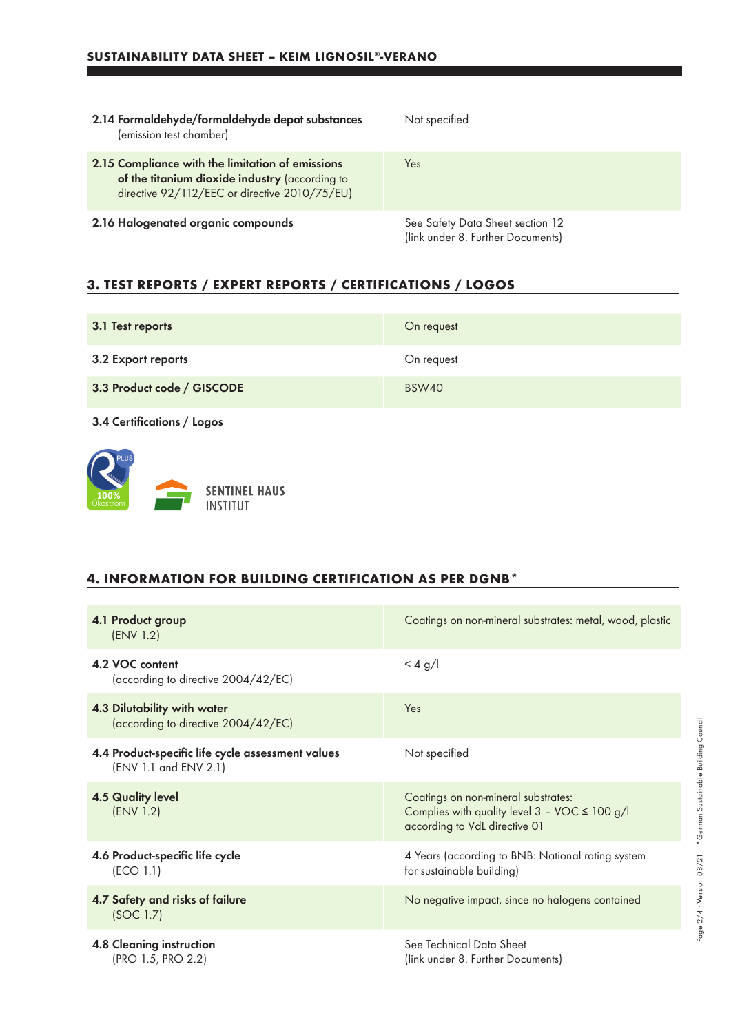| | |
|---|---|
| **2.14 Formaldehyde/formaldehyde depot substances** (emission test chamber) | Not specified |
| **2.15 Compliance with the limitation of emissions of the titanium dioxide industry** (according to directive 92/112/EEC or directive 2010/75/EU) | Yes |
| **2.16 Halogenated organic compounds** | See Safety Data Sheet section 12 (link under 8. Further Documents) |

## 3. TEST REPORTS / EXPERT REPORTS / CERTIFICATIONS / LOGOS

| | |
|---|---|
| **3.1 Test reports** | On request |
| **3.2 Export reports** | On request |
| **3.3 Product code / GISCODE** | BSW40 |

**3.4 Certifications / Logos**

PLUS 100% Ökostrom

SENTINEL HAUS INSTITUT

## 4. INFORMATION FOR BUILDING CERTIFICATION AS PER DGNB*

| | |
|---|---|
| **4.1 Product group** (ENV 1.2) | Coatings on non-mineral substrates: metal, wood, plastic |
| **4.2 VOC content** (according to directive 2004/42/EC) | < 4 g/l |
| **4.3 Dilutability with water** (according to directive 2004/42/EC) | Yes |
| **4.4 Product-specific life cycle assessment values** (ENV 1.1 and ENV 2.1) | Not specified |
| **4.5 Quality level** (ENV 1.2) | Coatings on non-mineral substrates: Complies with quality level 3 – VOC ≤ 100 g/l according to VdL directive 01 |
| **4.6 Product-specific life cycle** (ECO 1.1) | 4 Years (according to BNB: National rating system for sustainable building) |
| **4.7 Safety and risks of failure** (SOC 1.7) | No negative impact, since no halogens contained |
| **4.8 Cleaning instruction** (PRO 1.5, PRO 2.2) | See Technical Data Sheet (link under 8. Further Documents) |

*German Sustainable Building Council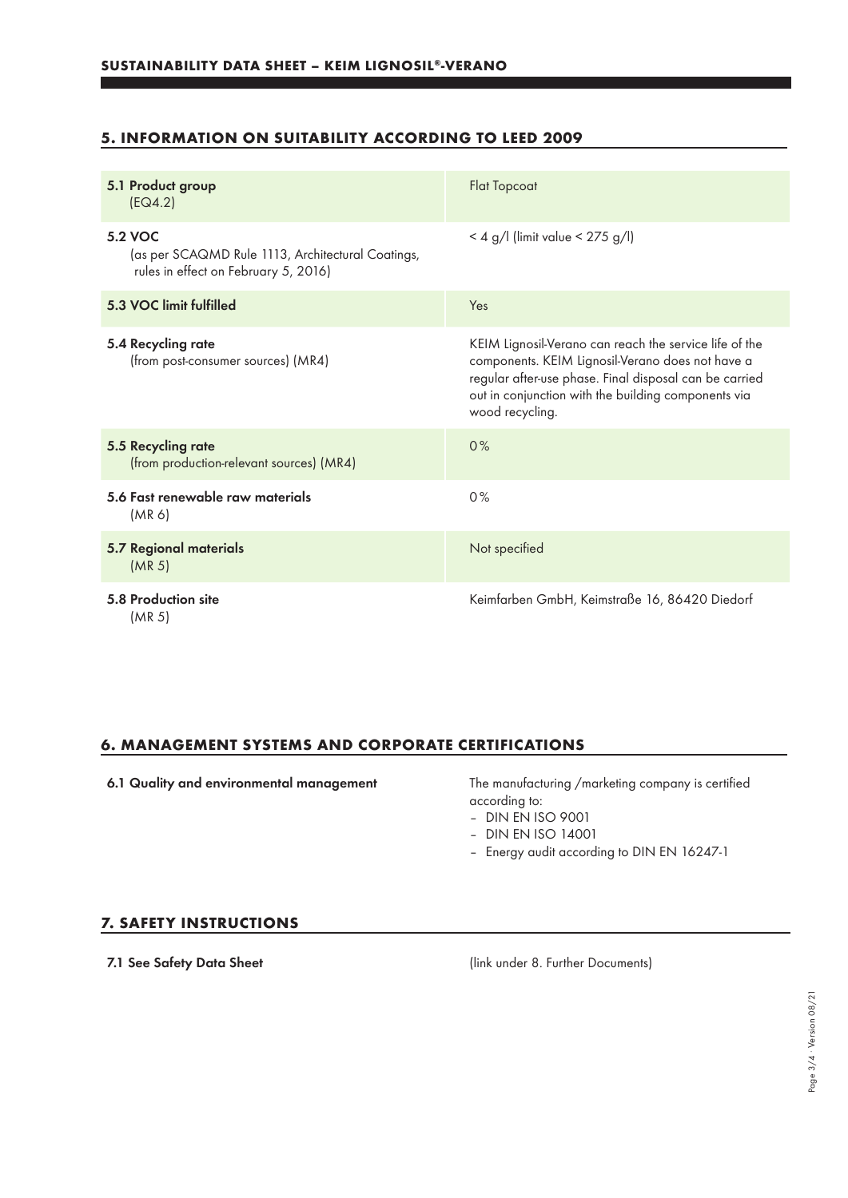## 5. INFORMATION ON SUITABILITY ACCORDING TO LEED 2009

| | |
|---|---|
| **5.1 Product group** (EQ4.2) | Flat Topcoat |
| **5.2 VOC** (as per SCAQMD Rule 1113, Architectural Coatings, rules in effect on February 5, 2016) | < 4 g/l (limit value < 275 g/l) |
| **5.3 VOC limit fulfilled** | Yes |
| **5.4 Recycling rate** (from post-consumer sources) (MR4) | KEIM Lignosil-Verano can reach the service life of the components. KEIM Lignosil-Verano does not have a regular after-use phase. Final disposal can be carried out in conjunction with the building components via wood recycling. |
| **5.5 Recycling rate** (from production-relevant sources) (MR4) | 0% |
| **5.6 Fast renewable raw materials** (MR 6) | 0% |
| **5.7 Regional materials** (MR 5) | Not specified |
| **5.8 Production site** (MR 5) | Keimfarben GmbH, Keimstraße 16, 86420 Diedorf |

## 6. MANAGEMENT SYSTEMS AND CORPORATE CERTIFICATIONS

**6.1 Quality and environmental management**

The manufacturing /marketing company is certified according to:
- DIN EN ISO 9001
- DIN EN ISO 14001
- Energy audit according to DIN EN 16247-1

## 7. SAFETY INSTRUCTIONS

**7.1 See Safety Data Sheet**

(link under 8. Further Documents)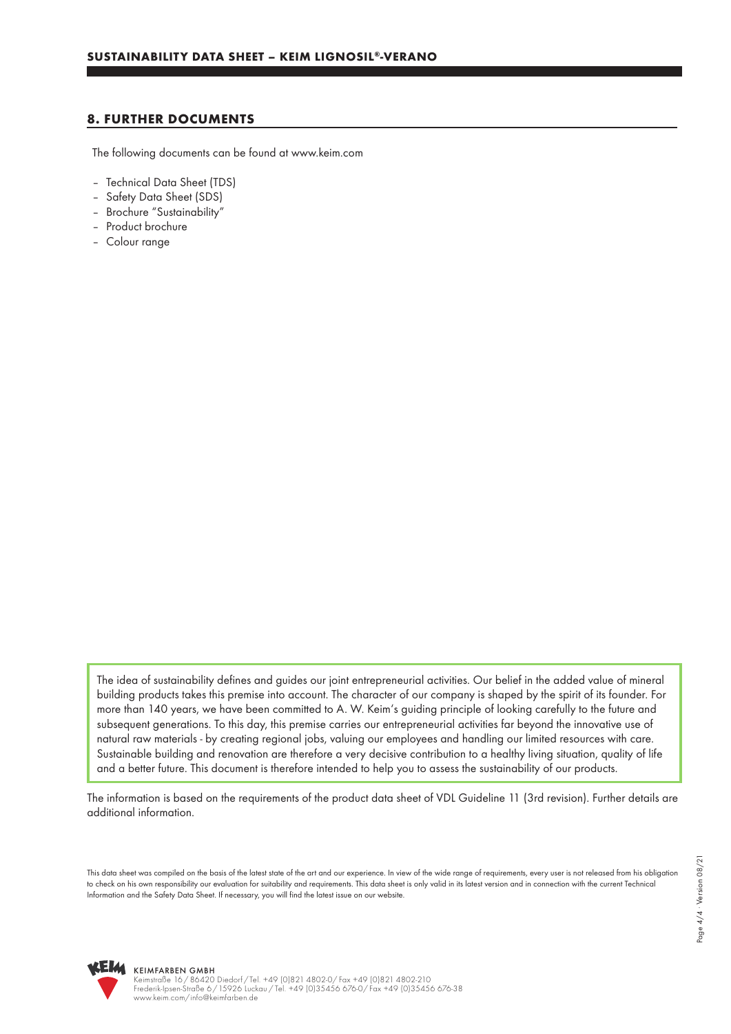## 8. FURTHER DOCUMENTS

The following documents can be found at www.keim.com

- Technical Data Sheet (TDS)
- Safety Data Sheet (SDS)
- Brochure "Sustainability"
- Product brochure
- Colour range

The idea of sustainability defines and guides our joint entrepreneurial activities. Our belief in the added value of mineral building products takes this premise into account. The character of our company is shaped by the spirit of its founder. For more than 140 years, we have been committed to A. W. Keim's guiding principle of looking carefully to the future and subsequent generations. To this day, this premise carries our entrepreneurial activities far beyond the innovative use of natural raw materials - by creating regional jobs, valuing our employees and handling our limited resources with care. Sustainable building and renovation are therefore a very decisive contribution to a healthy living situation, quality of life and a better future. This document is therefore intended to help you to assess the sustainability of our products.

The information is based on the requirements of the product data sheet of VDL Guideline 11 (3rd revision). Further details are additional information.

This data sheet was compiled on the basis of the latest state of the art and our experience. In view of the wide range of requirements, every user is not released from his obligation to check on his own responsibility our evaluation for suitability and requirements. This data sheet is only valid in its latest version and in connection with the current Technical Information and the Safety Data Sheet. If necessary, you will find the latest issue on our website.

**KEIMFARBEN GMBH**
Keimstraße 16 / 86420 Diedorf / Tel. +49 (0)821 4802-0 / Fax +49 (0)821 4802-210
Frederik-Ipsen-Straße 6 / 15926 Luckau / Tel. +49 (0)35456 676-0 / Fax +49 (0)35456 676-38
www.keim.com / info@keimfarben.de